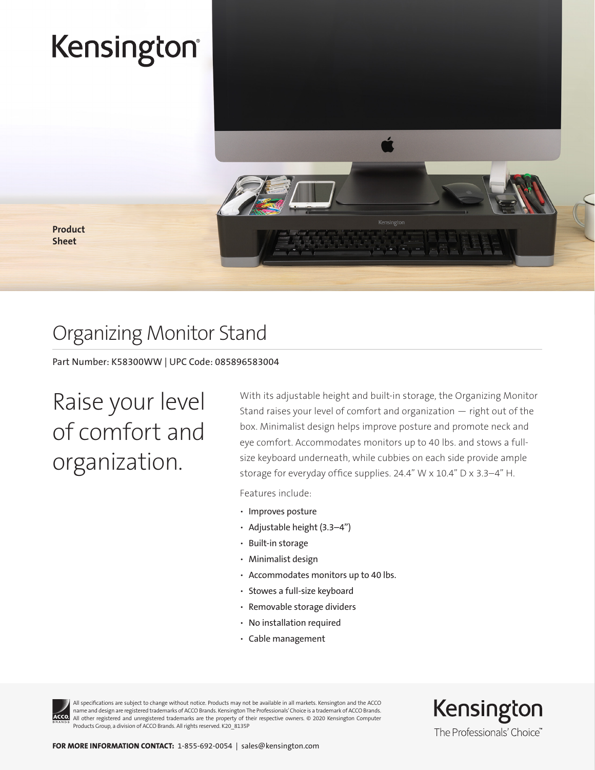Kensington

**Product Sheet**

# Organizing Monitor Stand

Part Number: K58300WW | UPC Code: 085896583004

## Raise your level of comfort and organization.

With its adjustable height and built-in storage, the Organizing Monitor Stand raises your level of comfort and organization — right out of the box. Minimalist design helps improve posture and promote neck and eye comfort. Accommodates monitors up to 40 lbs. and stows a full-size keyboard underneath, while cubbies on each side provide ample storage for everyday office supplies. 24.4" W x 10.4" D x 3.3–4" H.

Features include:

- Improves posture
- Adjustable height (3.3–4")
- Built-in storage
- Minimalist design
- Accommodates monitors up to 40 lbs.
- Stowes a full-size keyboard
- Removable storage dividers
- No installation required
- Cable management

All specifications are subject to change without notice. Products may not be available in all markets. Kensington and the ACCO name and design are registered trademarks of ACCO Brands. Kensington The Professionals' Choice is a trademark of ACCO Brands. All other registered and unregistered trademarks are the property of their respective owners. © 2020 Kensington Computer Products Group, a division of ACCO Brands. All rights reserved. K20_8135P

Kensington
The Professionals' Choice™

**FOR MORE INFORMATION CONTACT:** 1-855-692-0054 | sales@kensington.com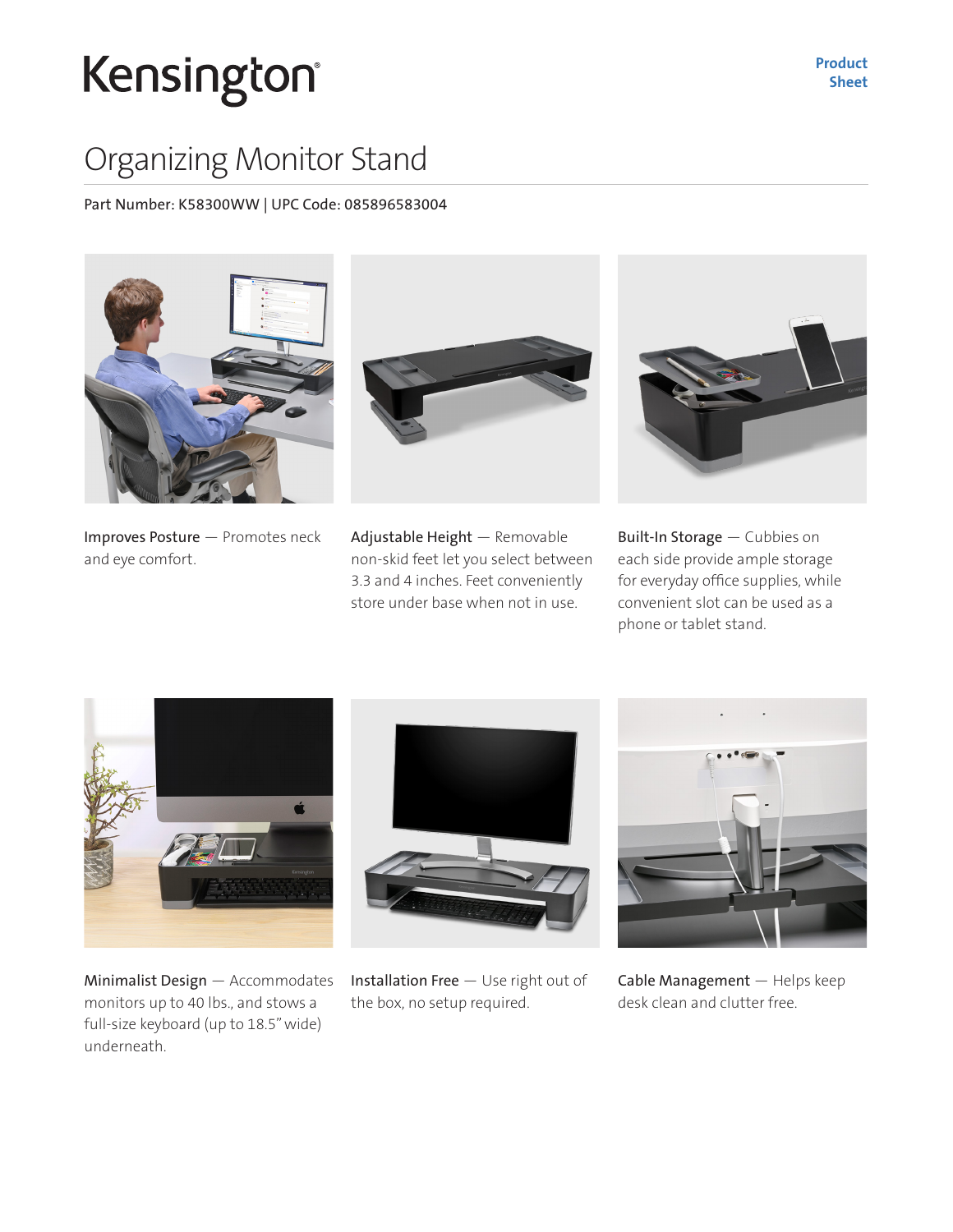Kensington

Product Sheet

# Organizing Monitor Stand

Part Number: K58300WW | UPC Code: 085896583004

**Improves Posture** — Promotes neck and eye comfort.

**Adjustable Height** — Removable non-skid feet let you select between 3.3 and 4 inches. Feet conveniently store under base when not in use.

**Built-In Storage** — Cubbies on each side provide ample storage for everyday office supplies, while convenient slot can be used as a phone or tablet stand.

**Minimalist Design** — Accommodates monitors up to 40 lbs., and stows a full-size keyboard (up to 18.5" wide) underneath.

**Installation Free** — Use right out of the box, no setup required.

**Cable Management** — Helps keep desk clean and clutter free.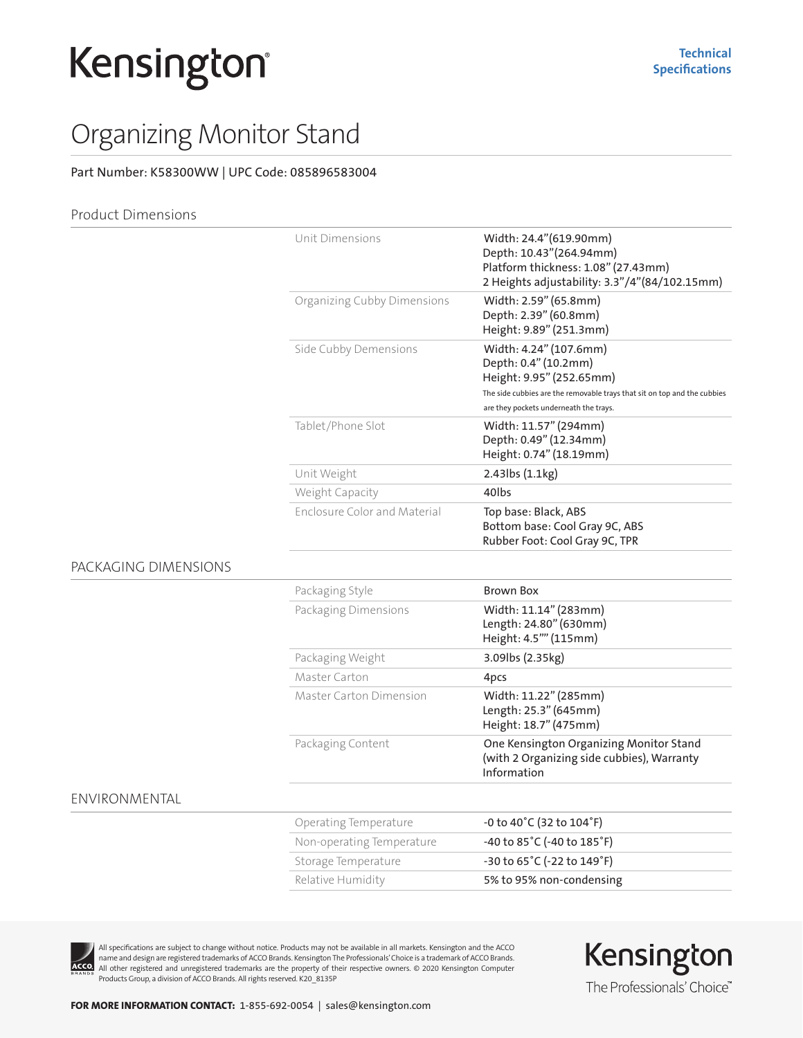# Organizing Monitor Stand

Part Number: K58300WW | UPC Code: 085896583004

## Product Dimensions

| | |
|---|---|
| Unit Dimensions | Width: 24.4"(619.90mm)<br>Depth: 10.43"(264.94mm)<br>Platform thickness: 1.08" (27.43mm)<br>2 Heights adjustability: 3.3"/4"(84/102.15mm) |
| Organizing Cubby Dimensions | Width: 2.59" (65.8mm)<br>Depth: 2.39" (60.8mm)<br>Height: 9.89" (251.3mm) |
| Side Cubby Demensions | Width: 4.24" (107.6mm)<br>Depth: 0.4" (10.2mm)<br>Height: 9.95" (252.65mm)<br>The side cubbies are the removable trays that sit on top and the cubbies are they pockets underneath the trays. |
| Tablet/Phone Slot | Width: 11.57" (294mm)<br>Depth: 0.49" (12.34mm)<br>Height: 0.74" (18.19mm) |
| Unit Weight | 2.43lbs (1.1kg) |
| Weight Capacity | 40lbs |
| Enclosure Color and Material | Top base: Black, ABS<br>Bottom base: Cool Gray 9C, ABS<br>Rubber Foot: Cool Gray 9C, TPR |

## PACKAGING DIMENSIONS

| | |
|---|---|
| Packaging Style | Brown Box |
| Packaging Dimensions | Width: 11.14" (283mm)<br>Length: 24.80" (630mm)<br>Height: 4.5"" (115mm) |
| Packaging Weight | 3.09lbs (2.35kg) |
| Master Carton | 4pcs |
| Master Carton Dimension | Width: 11.22" (285mm)<br>Length: 25.3" (645mm)<br>Height: 18.7" (475mm) |
| Packaging Content | One Kensington Organizing Monitor Stand (with 2 Organizing side cubbies), Warranty Information |

## ENVIRONMENTAL

| | |
|---|---|
| Operating Temperature | -0 to 40˚C (32 to 104˚F) |
| Non-operating Temperature | -40 to 85˚C (-40 to 185˚F) |
| Storage Temperature | -30 to 65˚C (-22 to 149˚F) |
| Relative Humidity | 5% to 95% non-condensing |

All specifications are subject to change without notice. Products may not be available in all markets. Kensington and the ACCO name and design are registered trademarks of ACCO Brands. Kensington The Professionals' Choice is a trademark of ACCO Brands. All other registered and unregistered trademarks are the property of their respective owners. © 2020 Kensington Computer Products Group, a division of ACCO Brands. All rights reserved. K20_8135P

Kensington The Professionals' Choice™

**FOR MORE INFORMATION CONTACT:** 1-855-692-0054 | sales@kensington.com